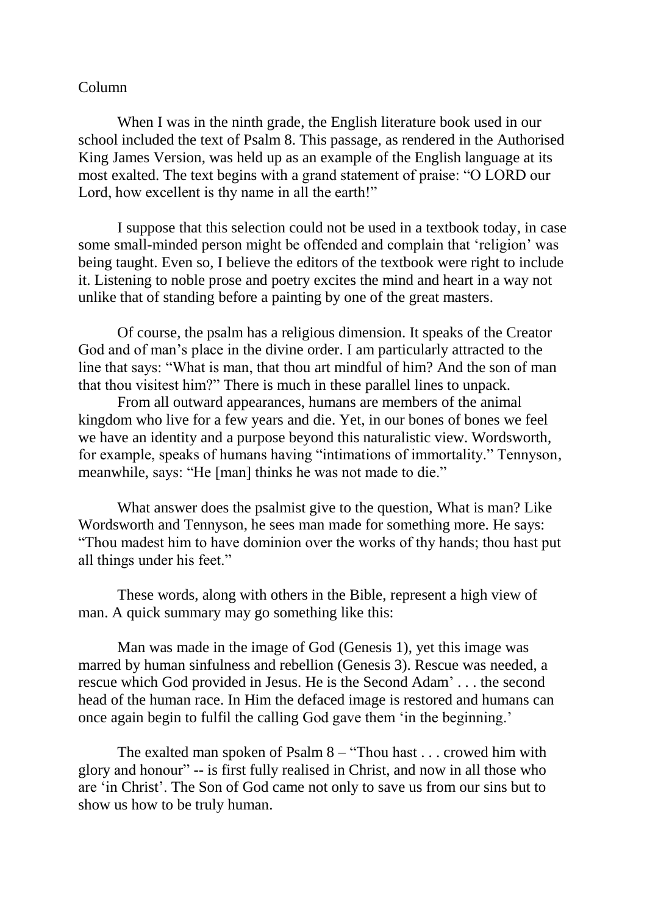Column

When I was in the ninth grade, the English literature book used in our school included the text of Psalm 8. This passage, as rendered in the Authorised King James Version, was held up as an example of the English language at its most exalted. The text begins with a grand statement of praise: "O LORD our Lord, how excellent is thy name in all the earth!"

I suppose that this selection could not be used in a textbook today, in case some small-minded person might be offended and complain that 'religion' was being taught. Even so, I believe the editors of the textbook were right to include it. Listening to noble prose and poetry excites the mind and heart in a way not unlike that of standing before a painting by one of the great masters.

Of course, the psalm has a religious dimension. It speaks of the Creator God and of man's place in the divine order. I am particularly attracted to the line that says: "What is man, that thou art mindful of him? And the son of man that thou visitest him?" There is much in these parallel lines to unpack.

From all outward appearances, humans are members of the animal kingdom who live for a few years and die. Yet, in our bones of bones we feel we have an identity and a purpose beyond this naturalistic view. Wordsworth, for example, speaks of humans having "intimations of immortality." Tennyson, meanwhile, says: "He [man] thinks he was not made to die."

What answer does the psalmist give to the question, What is man? Like Wordsworth and Tennyson, he sees man made for something more. He says: "Thou madest him to have dominion over the works of thy hands; thou hast put all things under his feet."

These words, along with others in the Bible, represent a high view of man. A quick summary may go something like this:

Man was made in the image of God (Genesis 1), yet this image was marred by human sinfulness and rebellion (Genesis 3). Rescue was needed, a rescue which God provided in Jesus. He is the Second Adam' . . . the second head of the human race. In Him the defaced image is restored and humans can once again begin to fulfil the calling God gave them 'in the beginning.'

The exalted man spoken of Psalm 8 – "Thou hast . . . crowed him with glory and honour" -- is first fully realised in Christ, and now in all those who are 'in Christ'. The Son of God came not only to save us from our sins but to show us how to be truly human.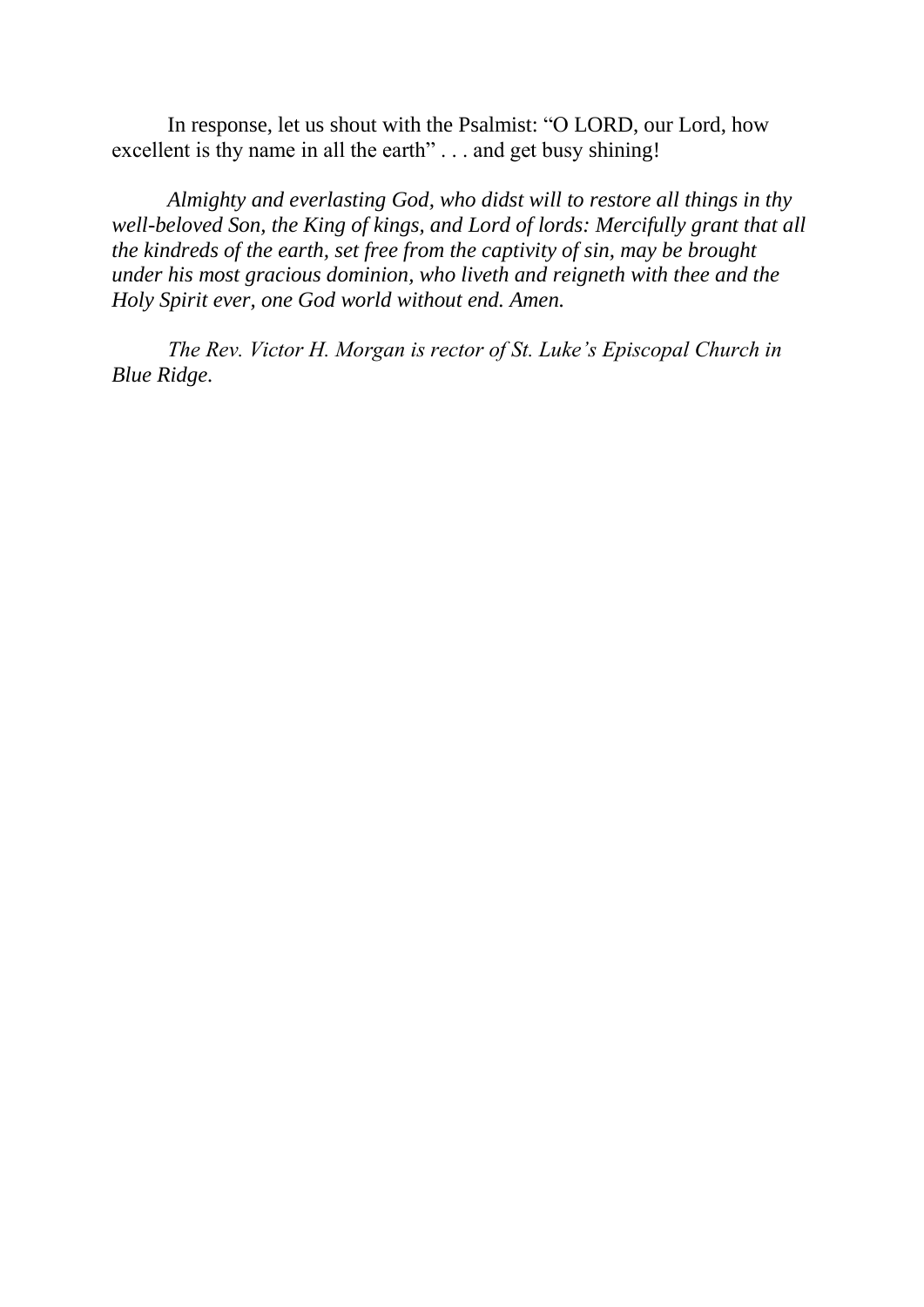In response, let us shout with the Psalmist: "O LORD, our Lord, how excellent is thy name in all the earth" . . . and get busy shining!

*Almighty and everlasting God, who didst will to restore all things in thy well-beloved Son, the King of kings, and Lord of lords: Mercifully grant that all the kindreds of the earth, set free from the captivity of sin, may be brought under his most gracious dominion, who liveth and reigneth with thee and the Holy Spirit ever, one God world without end. Amen.*

*The Rev. Victor H. Morgan is rector of St. Luke's Episcopal Church in Blue Ridge.*